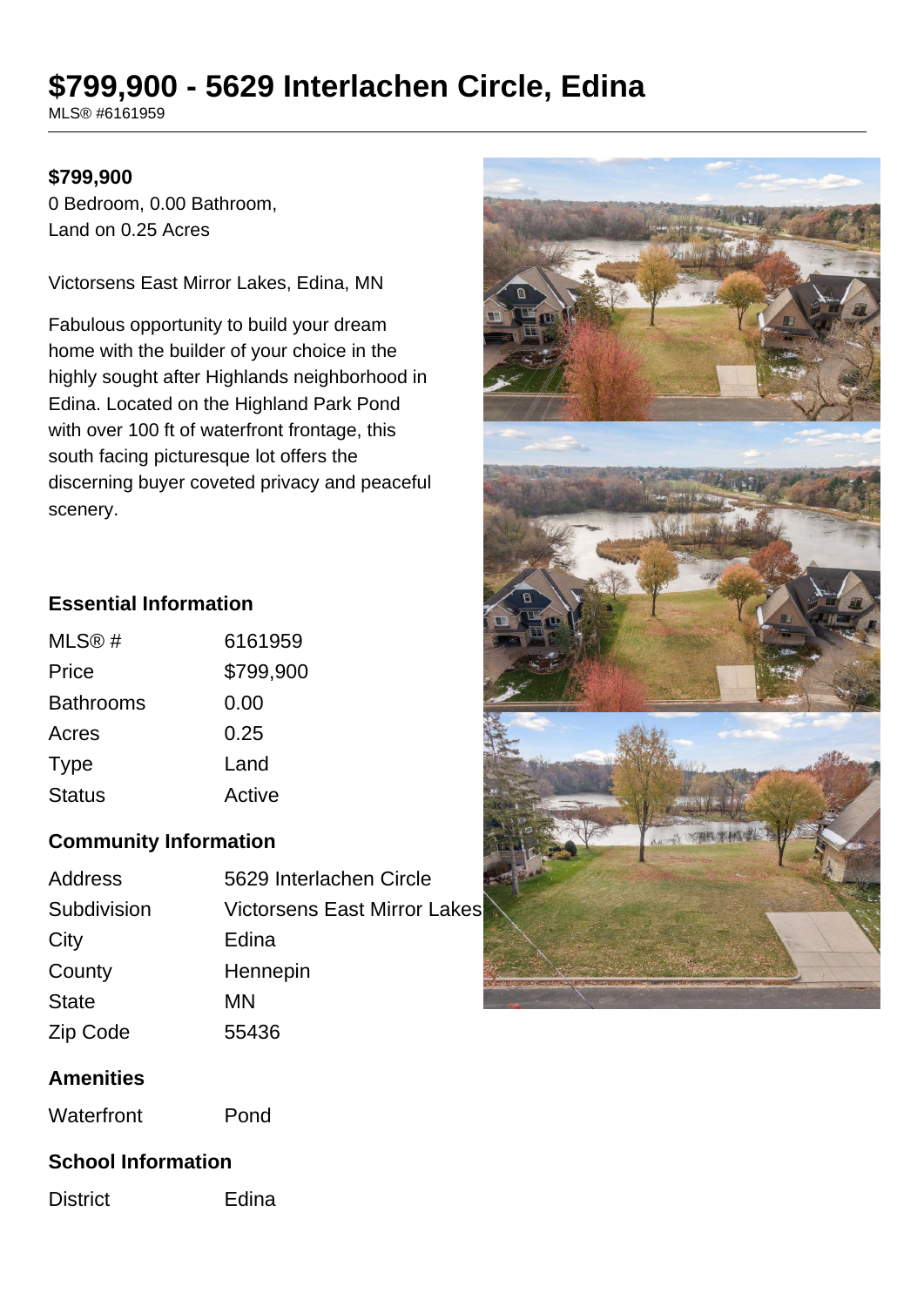# $799,900 - 5629 Interlachen Circle, Edina

MLS® #6161959

**$799,900**

0 Bedroom, 0.00 Bathroom, Land on 0.25 Acres

Victorsens East Mirror Lakes, Edina, MN

Fabulous opportunity to build your dream home with the builder of your choice in the highly sought after Highlands neighborhood in Edina. Located on the Highland Park Pond with over 100 ft of waterfront frontage, this south facing picturesque lot offers the discerning buyer coveted privacy and peaceful scenery.

### Essential Information

| | |
|---|---|
| MLS® # | 6161959 |
| Price | $799,900 |
| Bathrooms | 0.00 |
| Acres | 0.25 |
| Type | Land |
| Status | Active |

### Community Information

| | |
|---|---|
| Address | 5629 Interlachen Circle |
| Subdivision | Victorsens East Mirror Lakes |
| City | Edina |
| County | Hennepin |
| State | MN |
| Zip Code | 55436 |

### Amenities

| | |
|---|---|
| Waterfront | Pond |

### School Information

| | |
|---|---|
| District | Edina |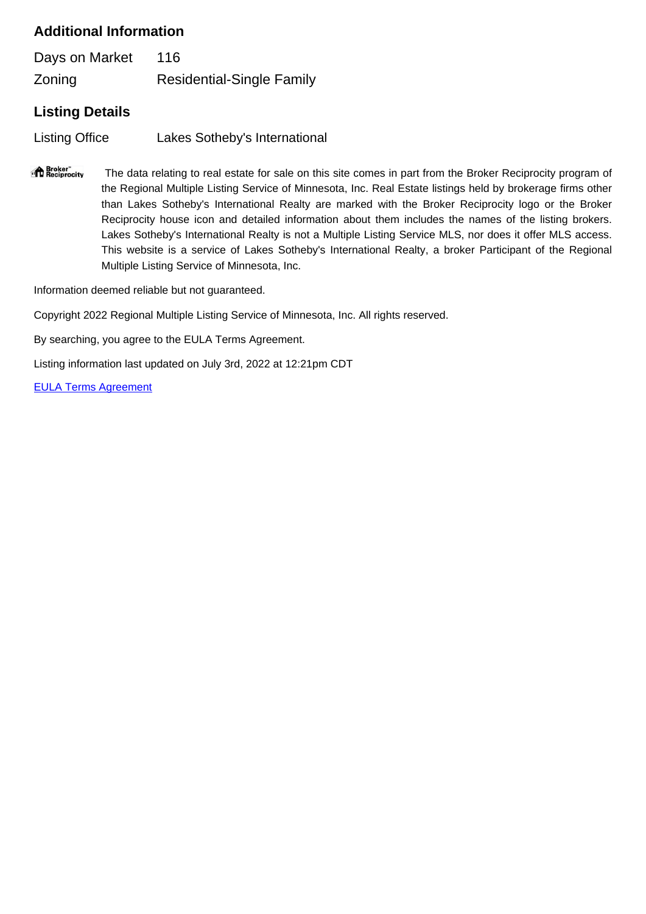## Additional Information

| | |
|---|---|
| Days on Market | 116 |
| Zoning | Residential-Single Family |

## Listing Details

| | |
|---|---|
| Listing Office | Lakes Sotheby's International |

The data relating to real estate for sale on this site comes in part from the Broker Reciprocity program of the Regional Multiple Listing Service of Minnesota, Inc. Real Estate listings held by brokerage firms other than Lakes Sotheby's International Realty are marked with the Broker Reciprocity logo or the Broker Reciprocity house icon and detailed information about them includes the names of the listing brokers. Lakes Sotheby's International Realty is not a Multiple Listing Service MLS, nor does it offer MLS access. This website is a service of Lakes Sotheby's International Realty, a broker Participant of the Regional Multiple Listing Service of Minnesota, Inc.

Information deemed reliable but not guaranteed.

Copyright 2022 Regional Multiple Listing Service of Minnesota, Inc. All rights reserved.

By searching, you agree to the EULA Terms Agreement.

Listing information last updated on July 3rd, 2022 at 12:21pm CDT

EULA Terms Agreement